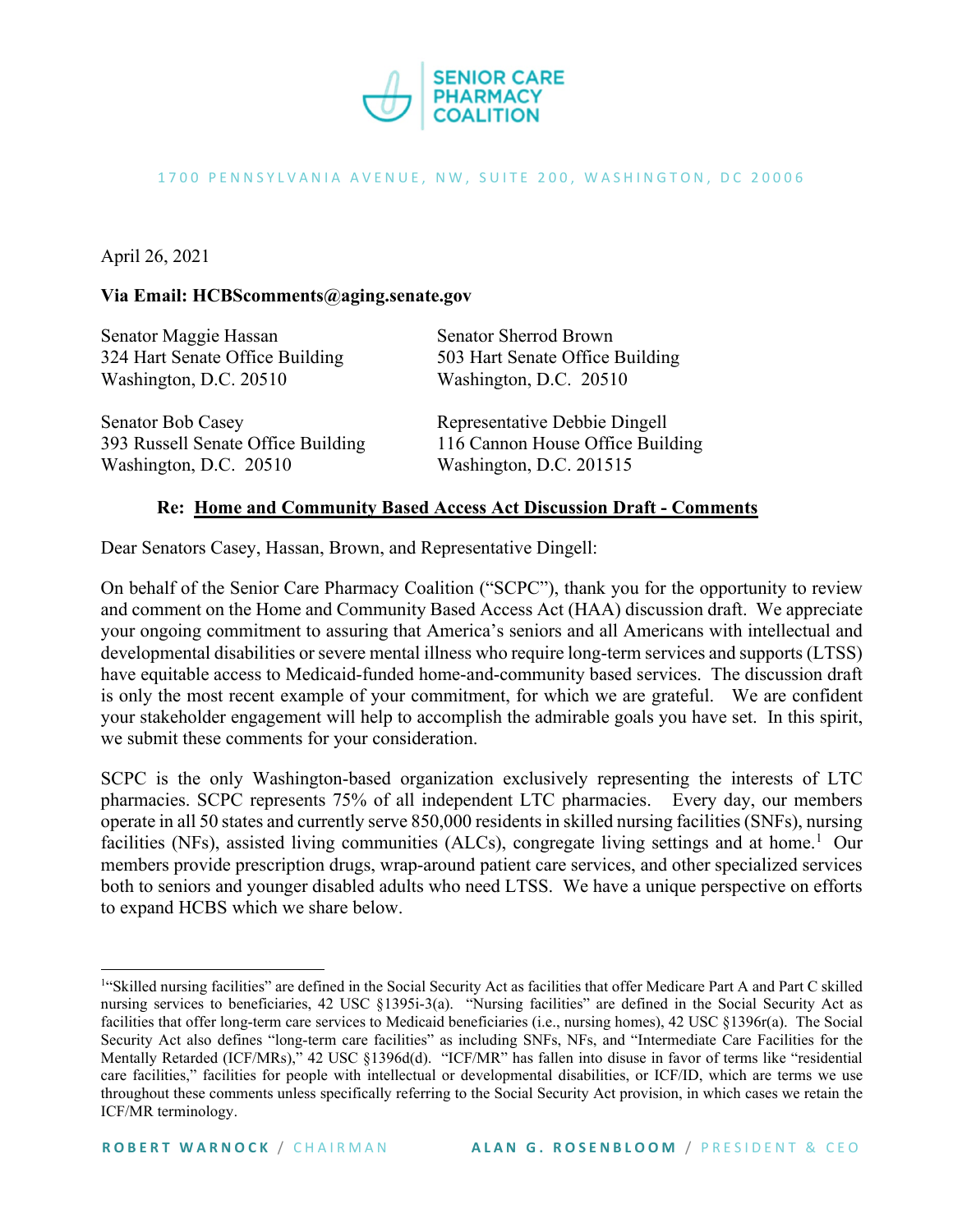SENIOR CARE PHARMACY COALITION

1700 PENNSYLVANIA AVENUE, NW, SUITE 200, WASHINGTON, DC 20006

April 26, 2021

**Via Email: HCBScomments@aging.senate.gov**

Senator Maggie Hassan
324 Hart Senate Office Building
Washington, D.C. 20510

Senator Sherrod Brown
503 Hart Senate Office Building
Washington, D.C. 20510

Senator Bob Casey
393 Russell Senate Office Building
Washington, D.C. 20510

Representative Debbie Dingell
116 Cannon House Office Building
Washington, D.C. 201515

**Re: Home and Community Based Access Act Discussion Draft - Comments**

Dear Senators Casey, Hassan, Brown, and Representative Dingell:

On behalf of the Senior Care Pharmacy Coalition ("SCPC"), thank you for the opportunity to review and comment on the Home and Community Based Access Act (HAA) discussion draft. We appreciate your ongoing commitment to assuring that America's seniors and all Americans with intellectual and developmental disabilities or severe mental illness who require long-term services and supports (LTSS) have equitable access to Medicaid-funded home-and-community based services. The discussion draft is only the most recent example of your commitment, for which we are grateful. We are confident your stakeholder engagement will help to accomplish the admirable goals you have set. In this spirit, we submit these comments for your consideration.

SCPC is the only Washington-based organization exclusively representing the interests of LTC pharmacies. SCPC represents 75% of all independent LTC pharmacies. Every day, our members operate in all 50 states and currently serve 850,000 residents in skilled nursing facilities (SNFs), nursing facilities (NFs), assisted living communities (ALCs), congregate living settings and at home.[1] Our members provide prescription drugs, wrap-around patient care services, and other specialized services both to seniors and younger disabled adults who need LTSS. We have a unique perspective on efforts to expand HCBS which we share below.

---

[1] "Skilled nursing facilities" are defined in the Social Security Act as facilities that offer Medicare Part A and Part C skilled nursing services to beneficiaries, 42 USC §1395i-3(a). "Nursing facilities" are defined in the Social Security Act as facilities that offer long-term care services to Medicaid beneficiaries (i.e., nursing homes), 42 USC §1396r(a). The Social Security Act also defines "long-term care facilities" as including SNFs, NFs, and "Intermediate Care Facilities for the Mentally Retarded (ICF/MRs)," 42 USC §1396d(d). "ICF/MR" has fallen into disuse in favor of terms like "residential care facilities," facilities for people with intellectual or developmental disabilities, or ICF/ID, which are terms we use throughout these comments unless specifically referring to the Social Security Act provision, in which cases we retain the ICF/MR terminology.

ROBERT WARNOCK / CHAIRMAN    ALAN G. ROSENBLOOM / PRESIDENT & CEO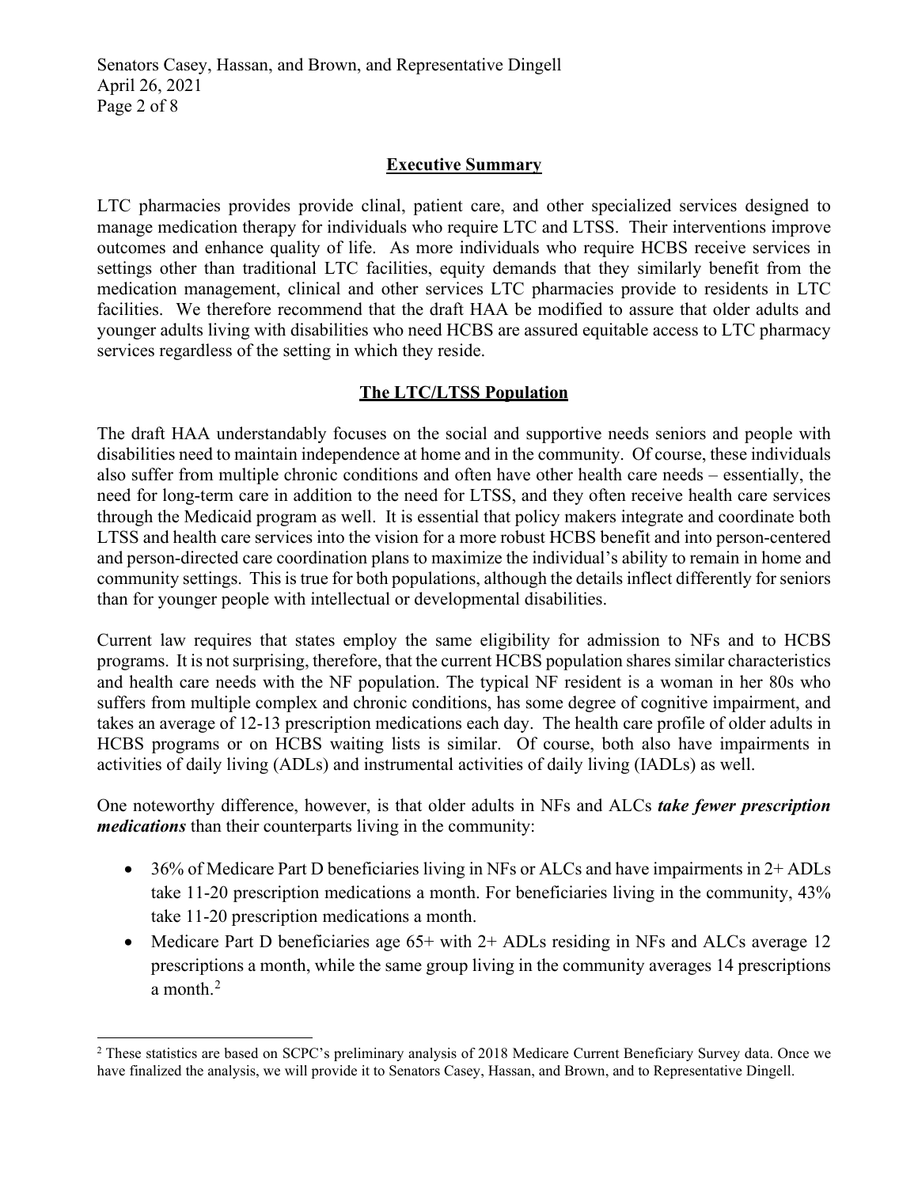## Executive Summary

LTC pharmacies provides provide clinal, patient care, and other specialized services designed to manage medication therapy for individuals who require LTC and LTSS. Their interventions improve outcomes and enhance quality of life. As more individuals who require HCBS receive services in settings other than traditional LTC facilities, equity demands that they similarly benefit from the medication management, clinical and other services LTC pharmacies provide to residents in LTC facilities. We therefore recommend that the draft HAA be modified to assure that older adults and younger adults living with disabilities who need HCBS are assured equitable access to LTC pharmacy services regardless of the setting in which they reside.

## The LTC/LTSS Population

The draft HAA understandably focuses on the social and supportive needs seniors and people with disabilities need to maintain independence at home and in the community. Of course, these individuals also suffer from multiple chronic conditions and often have other health care needs – essentially, the need for long-term care in addition to the need for LTSS, and they often receive health care services through the Medicaid program as well. It is essential that policy makers integrate and coordinate both LTSS and health care services into the vision for a more robust HCBS benefit and into person-centered and person-directed care coordination plans to maximize the individual's ability to remain in home and community settings. This is true for both populations, although the details inflect differently for seniors than for younger people with intellectual or developmental disabilities.

Current law requires that states employ the same eligibility for admission to NFs and to HCBS programs. It is not surprising, therefore, that the current HCBS population shares similar characteristics and health care needs with the NF population. The typical NF resident is a woman in her 80s who suffers from multiple complex and chronic conditions, has some degree of cognitive impairment, and takes an average of 12-13 prescription medications each day. The health care profile of older adults in HCBS programs or on HCBS waiting lists is similar. Of course, both also have impairments in activities of daily living (ADLs) and instrumental activities of daily living (IADLs) as well.

One noteworthy difference, however, is that older adults in NFs and ALCs ***take fewer prescription medications*** than their counterparts living in the community:

- 36% of Medicare Part D beneficiaries living in NFs or ALCs and have impairments in 2+ ADLs take 11-20 prescription medications a month. For beneficiaries living in the community, 43% take 11-20 prescription medications a month.
- Medicare Part D beneficiaries age 65+ with 2+ ADLs residing in NFs and ALCs average 12 prescriptions a month, while the same group living in the community averages 14 prescriptions a month.[2]

[2] These statistics are based on SCPC's preliminary analysis of 2018 Medicare Current Beneficiary Survey data. Once we have finalized the analysis, we will provide it to Senators Casey, Hassan, and Brown, and to Representative Dingell.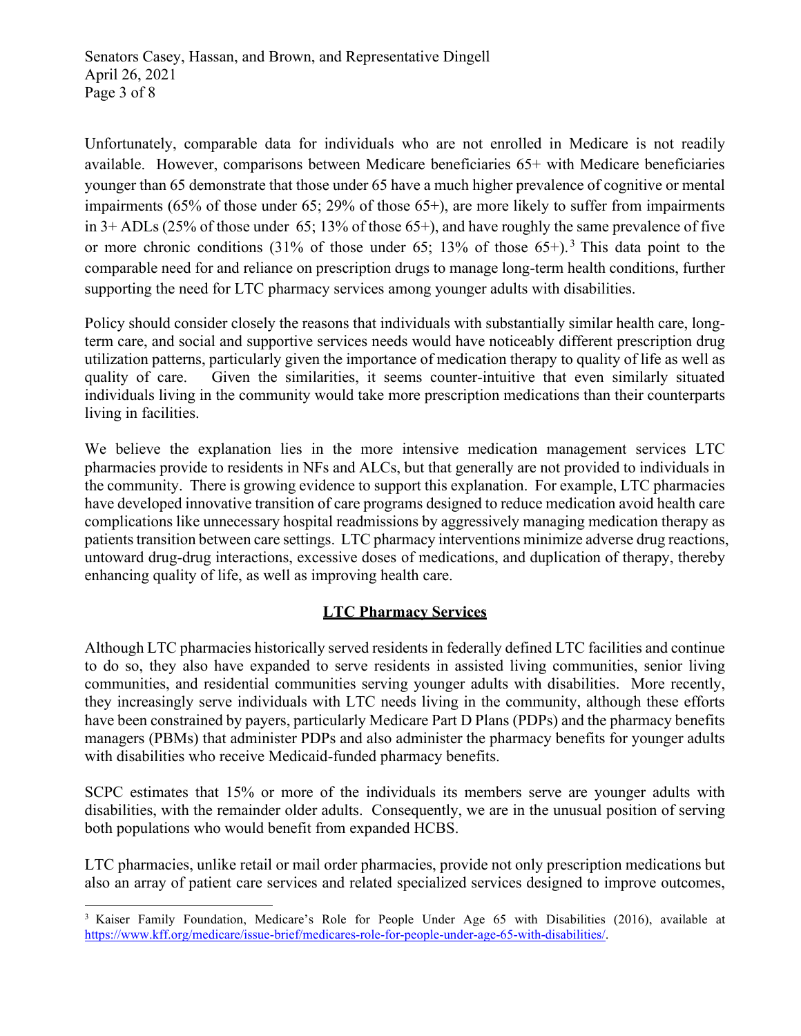Unfortunately, comparable data for individuals who are not enrolled in Medicare is not readily available. However, comparisons between Medicare beneficiaries 65+ with Medicare beneficiaries younger than 65 demonstrate that those under 65 have a much higher prevalence of cognitive or mental impairments (65% of those under 65; 29% of those 65+), are more likely to suffer from impairments in 3+ ADLs (25% of those under 65; 13% of those 65+), and have roughly the same prevalence of five or more chronic conditions (31% of those under 65; 13% of those 65+).[3] This data point to the comparable need for and reliance on prescription drugs to manage long-term health conditions, further supporting the need for LTC pharmacy services among younger adults with disabilities.

Policy should consider closely the reasons that individuals with substantially similar health care, long-term care, and social and supportive services needs would have noticeably different prescription drug utilization patterns, particularly given the importance of medication therapy to quality of life as well as quality of care. Given the similarities, it seems counter-intuitive that even similarly situated individuals living in the community would take more prescription medications than their counterparts living in facilities.

We believe the explanation lies in the more intensive medication management services LTC pharmacies provide to residents in NFs and ALCs, but that generally are not provided to individuals in the community. There is growing evidence to support this explanation. For example, LTC pharmacies have developed innovative transition of care programs designed to reduce medication avoid health care complications like unnecessary hospital readmissions by aggressively managing medication therapy as patients transition between care settings. LTC pharmacy interventions minimize adverse drug reactions, untoward drug-drug interactions, excessive doses of medications, and duplication of therapy, thereby enhancing quality of life, as well as improving health care.

## LTC Pharmacy Services

Although LTC pharmacies historically served residents in federally defined LTC facilities and continue to do so, they also have expanded to serve residents in assisted living communities, senior living communities, and residential communities serving younger adults with disabilities. More recently, they increasingly serve individuals with LTC needs living in the community, although these efforts have been constrained by payers, particularly Medicare Part D Plans (PDPs) and the pharmacy benefits managers (PBMs) that administer PDPs and also administer the pharmacy benefits for younger adults with disabilities who receive Medicaid-funded pharmacy benefits.

SCPC estimates that 15% or more of the individuals its members serve are younger adults with disabilities, with the remainder older adults. Consequently, we are in the unusual position of serving both populations who would benefit from expanded HCBS.

LTC pharmacies, unlike retail or mail order pharmacies, provide not only prescription medications but also an array of patient care services and related specialized services designed to improve outcomes,

---

[3] Kaiser Family Foundation, Medicare's Role for People Under Age 65 with Disabilities (2016), available at https://www.kff.org/medicare/issue-brief/medicares-role-for-people-under-age-65-with-disabilities/.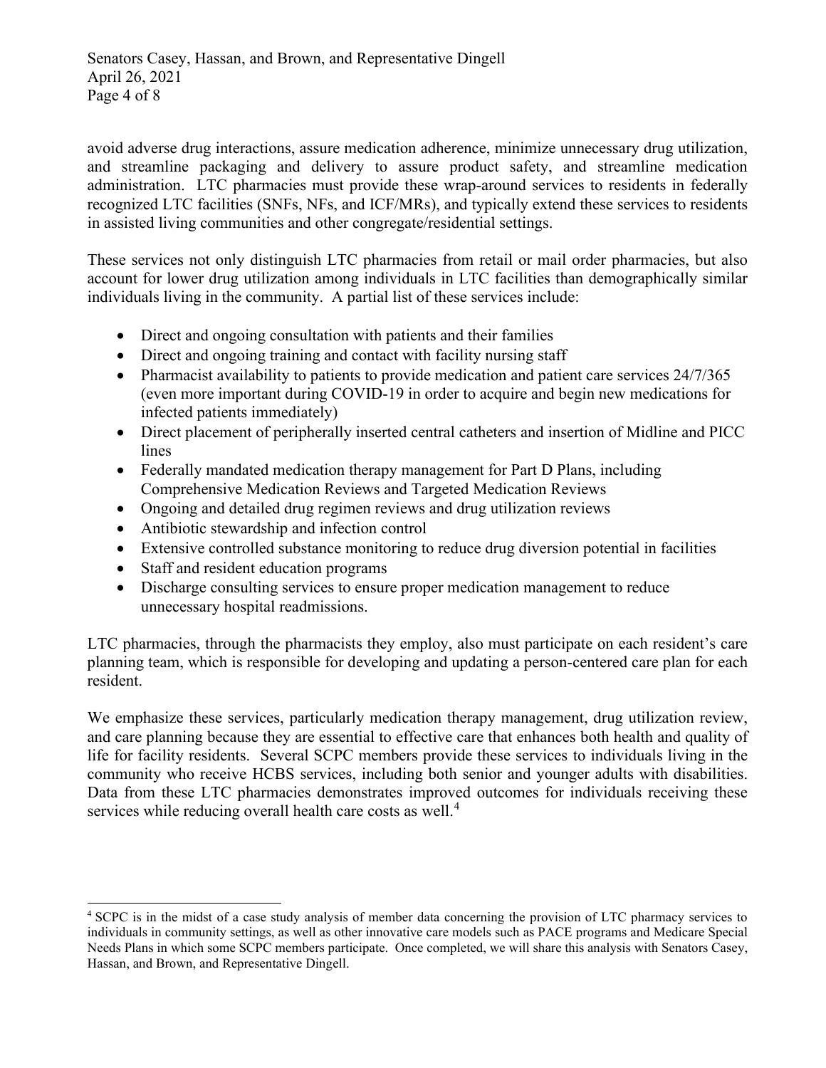avoid adverse drug interactions, assure medication adherence, minimize unnecessary drug utilization, and streamline packaging and delivery to assure product safety, and streamline medication administration. LTC pharmacies must provide these wrap-around services to residents in federally recognized LTC facilities (SNFs, NFs, and ICF/MRs), and typically extend these services to residents in assisted living communities and other congregate/residential settings.

These services not only distinguish LTC pharmacies from retail or mail order pharmacies, but also account for lower drug utilization among individuals in LTC facilities than demographically similar individuals living in the community. A partial list of these services include:

- Direct and ongoing consultation with patients and their families
- Direct and ongoing training and contact with facility nursing staff
- Pharmacist availability to patients to provide medication and patient care services 24/7/365 (even more important during COVID-19 in order to acquire and begin new medications for infected patients immediately)
- Direct placement of peripherally inserted central catheters and insertion of Midline and PICC lines
- Federally mandated medication therapy management for Part D Plans, including Comprehensive Medication Reviews and Targeted Medication Reviews
- Ongoing and detailed drug regimen reviews and drug utilization reviews
- Antibiotic stewardship and infection control
- Extensive controlled substance monitoring to reduce drug diversion potential in facilities
- Staff and resident education programs
- Discharge consulting services to ensure proper medication management to reduce unnecessary hospital readmissions.

LTC pharmacies, through the pharmacists they employ, also must participate on each resident's care planning team, which is responsible for developing and updating a person-centered care plan for each resident.

We emphasize these services, particularly medication therapy management, drug utilization review, and care planning because they are essential to effective care that enhances both health and quality of life for facility residents. Several SCPC members provide these services to individuals living in the community who receive HCBS services, including both senior and younger adults with disabilities. Data from these LTC pharmacies demonstrates improved outcomes for individuals receiving these services while reducing overall health care costs as well.[4]

[4] SCPC is in the midst of a case study analysis of member data concerning the provision of LTC pharmacy services to individuals in community settings, as well as other innovative care models such as PACE programs and Medicare Special Needs Plans in which some SCPC members participate. Once completed, we will share this analysis with Senators Casey, Hassan, and Brown, and Representative Dingell.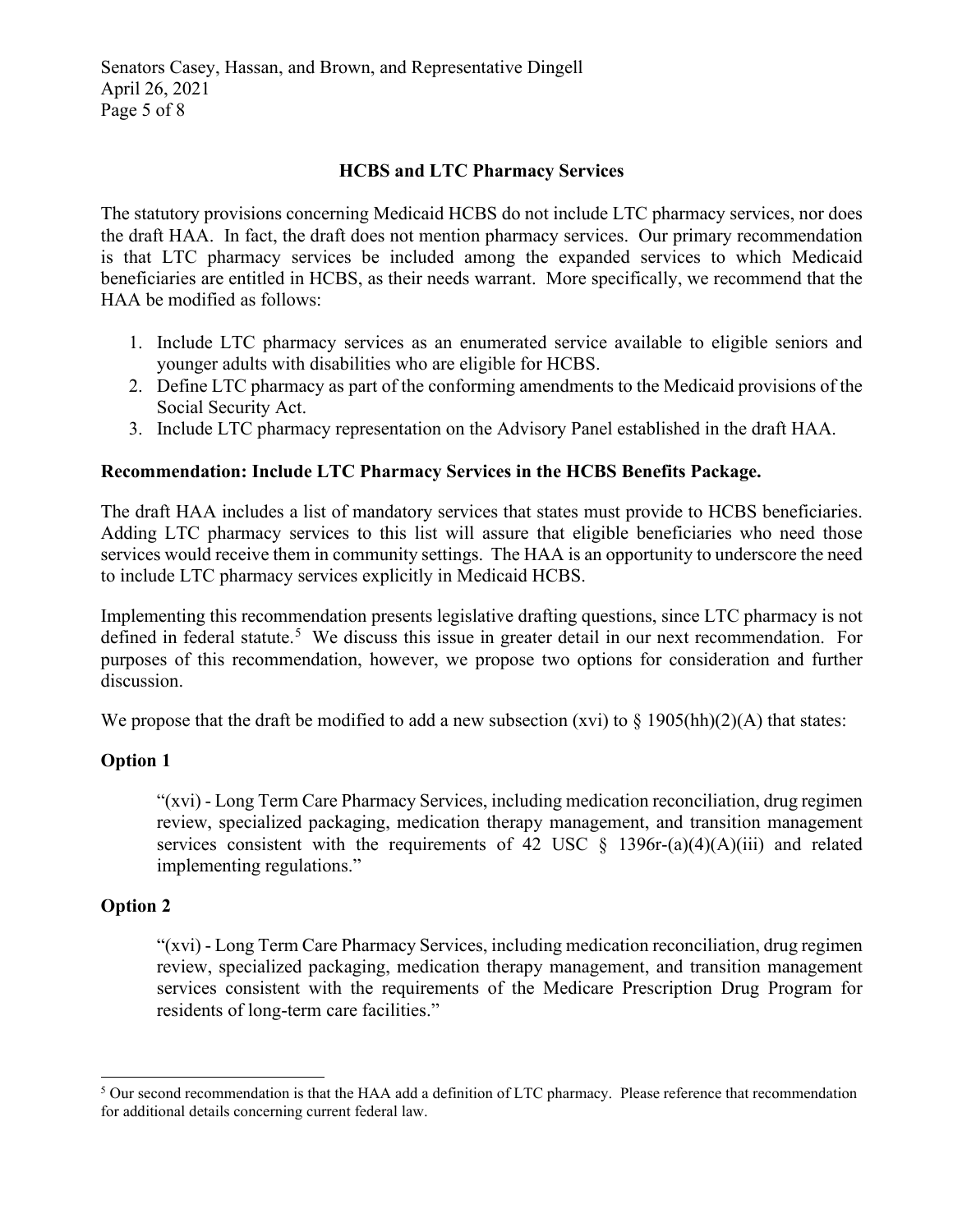## HCBS and LTC Pharmacy Services

The statutory provisions concerning Medicaid HCBS do not include LTC pharmacy services, nor does the draft HAA. In fact, the draft does not mention pharmacy services. Our primary recommendation is that LTC pharmacy services be included among the expanded services to which Medicaid beneficiaries are entitled in HCBS, as their needs warrant. More specifically, we recommend that the HAA be modified as follows:

1. Include LTC pharmacy services as an enumerated service available to eligible seniors and younger adults with disabilities who are eligible for HCBS.
2. Define LTC pharmacy as part of the conforming amendments to the Medicaid provisions of the Social Security Act.
3. Include LTC pharmacy representation on the Advisory Panel established in the draft HAA.

### Recommendation: Include LTC Pharmacy Services in the HCBS Benefits Package.

The draft HAA includes a list of mandatory services that states must provide to HCBS beneficiaries. Adding LTC pharmacy services to this list will assure that eligible beneficiaries who need those services would receive them in community settings. The HAA is an opportunity to underscore the need to include LTC pharmacy services explicitly in Medicaid HCBS.

Implementing this recommendation presents legislative drafting questions, since LTC pharmacy is not defined in federal statute.[5] We discuss this issue in greater detail in our next recommendation. For purposes of this recommendation, however, we propose two options for consideration and further discussion.

We propose that the draft be modified to add a new subsection (xvi) to § 1905(hh)(2)(A) that states:

**Option 1**

> "(xvi) - Long Term Care Pharmacy Services, including medication reconciliation, drug regimen review, specialized packaging, medication therapy management, and transition management services consistent with the requirements of 42 USC § 1396r-(a)(4)(A)(iii) and related implementing regulations."

**Option 2**

> "(xvi) - Long Term Care Pharmacy Services, including medication reconciliation, drug regimen review, specialized packaging, medication therapy management, and transition management services consistent with the requirements of the Medicare Prescription Drug Program for residents of long-term care facilities."

---

[5] Our second recommendation is that the HAA add a definition of LTC pharmacy. Please reference that recommendation for additional details concerning current federal law.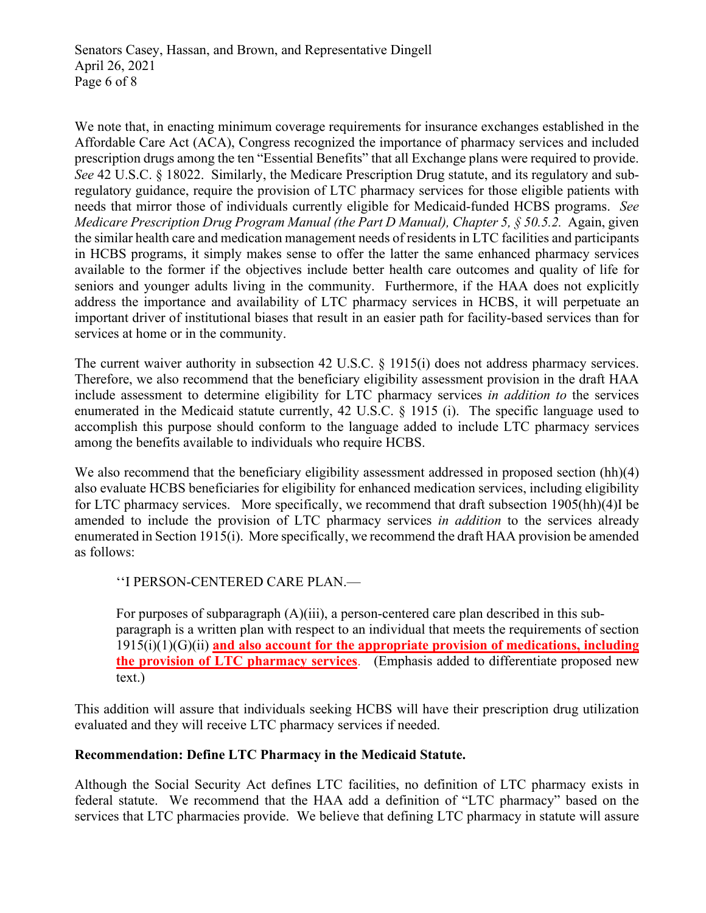We note that, in enacting minimum coverage requirements for insurance exchanges established in the Affordable Care Act (ACA), Congress recognized the importance of pharmacy services and included prescription drugs among the ten "Essential Benefits" that all Exchange plans were required to provide. *See* 42 U.S.C. § 18022. Similarly, the Medicare Prescription Drug statute, and its regulatory and sub-regulatory guidance, require the provision of LTC pharmacy services for those eligible patients with needs that mirror those of individuals currently eligible for Medicaid-funded HCBS programs. *See Medicare Prescription Drug Program Manual (the Part D Manual), Chapter 5, § 50.5.2.* Again, given the similar health care and medication management needs of residents in LTC facilities and participants in HCBS programs, it simply makes sense to offer the latter the same enhanced pharmacy services available to the former if the objectives include better health care outcomes and quality of life for seniors and younger adults living in the community. Furthermore, if the HAA does not explicitly address the importance and availability of LTC pharmacy services in HCBS, it will perpetuate an important driver of institutional biases that result in an easier path for facility-based services than for services at home or in the community.

The current waiver authority in subsection 42 U.S.C. § 1915(i) does not address pharmacy services. Therefore, we also recommend that the beneficiary eligibility assessment provision in the draft HAA include assessment to determine eligibility for LTC pharmacy services *in addition to* the services enumerated in the Medicaid statute currently, 42 U.S.C. § 1915 (i). The specific language used to accomplish this purpose should conform to the language added to include LTC pharmacy services among the benefits available to individuals who require HCBS.

We also recommend that the beneficiary eligibility assessment addressed in proposed section (hh)(4) also evaluate HCBS beneficiaries for eligibility for enhanced medication services, including eligibility for LTC pharmacy services. More specifically, we recommend that draft subsection 1905(hh)(4)I be amended to include the provision of LTC pharmacy services *in addition* to the services already enumerated in Section 1915(i). More specifically, we recommend the draft HAA provision be amended as follows:

> ''I PERSON-CENTERED CARE PLAN.—
>
> For purposes of subparagraph (A)(iii), a person-centered care plan described in this sub-paragraph is a written plan with respect to an individual that meets the requirements of section 1915(i)(1)(G)(ii) **and also account for the appropriate provision of medications, including the provision of LTC pharmacy services**. (Emphasis added to differentiate proposed new text.)

This addition will assure that individuals seeking HCBS will have their prescription drug utilization evaluated and they will receive LTC pharmacy services if needed.

**Recommendation: Define LTC Pharmacy in the Medicaid Statute.**

Although the Social Security Act defines LTC facilities, no definition of LTC pharmacy exists in federal statute. We recommend that the HAA add a definition of "LTC pharmacy" based on the services that LTC pharmacies provide. We believe that defining LTC pharmacy in statute will assure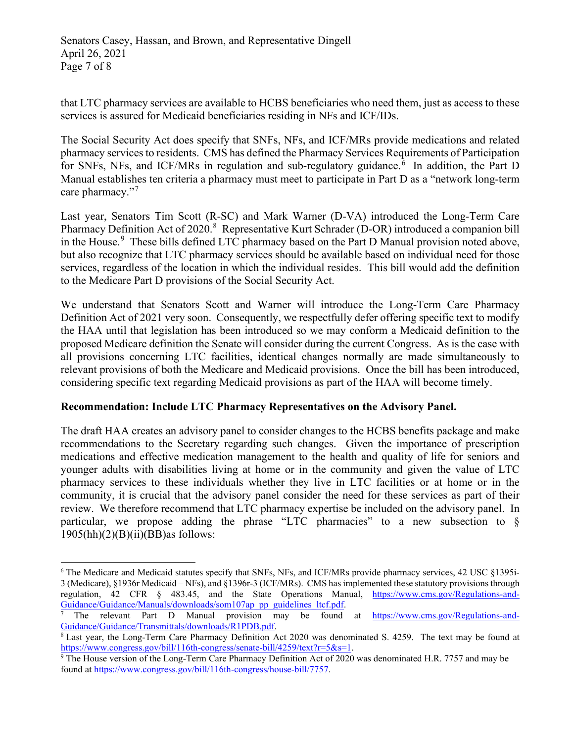that LTC pharmacy services are available to HCBS beneficiaries who need them, just as access to these services is assured for Medicaid beneficiaries residing in NFs and ICF/IDs.

The Social Security Act does specify that SNFs, NFs, and ICF/MRs provide medications and related pharmacy services to residents. CMS has defined the Pharmacy Services Requirements of Participation for SNFs, NFs, and ICF/MRs in regulation and sub-regulatory guidance.[6] In addition, the Part D Manual establishes ten criteria a pharmacy must meet to participate in Part D as a "network long-term care pharmacy."[7]

Last year, Senators Tim Scott (R-SC) and Mark Warner (D-VA) introduced the Long-Term Care Pharmacy Definition Act of 2020.[8] Representative Kurt Schrader (D-OR) introduced a companion bill in the House.[9] These bills defined LTC pharmacy based on the Part D Manual provision noted above, but also recognize that LTC pharmacy services should be available based on individual need for those services, regardless of the location in which the individual resides. This bill would add the definition to the Medicare Part D provisions of the Social Security Act.

We understand that Senators Scott and Warner will introduce the Long-Term Care Pharmacy Definition Act of 2021 very soon. Consequently, we respectfully defer offering specific text to modify the HAA until that legislation has been introduced so we may conform a Medicaid definition to the proposed Medicare definition the Senate will consider during the current Congress. As is the case with all provisions concerning LTC facilities, identical changes normally are made simultaneously to relevant provisions of both the Medicare and Medicaid provisions. Once the bill has been introduced, considering specific text regarding Medicaid provisions as part of the HAA will become timely.

**Recommendation: Include LTC Pharmacy Representatives on the Advisory Panel.**

The draft HAA creates an advisory panel to consider changes to the HCBS benefits package and make recommendations to the Secretary regarding such changes. Given the importance of prescription medications and effective medication management to the health and quality of life for seniors and younger adults with disabilities living at home or in the community and given the value of LTC pharmacy services to these individuals whether they live in LTC facilities or at home or in the community, it is crucial that the advisory panel consider the need for these services as part of their review. We therefore recommend that LTC pharmacy expertise be included on the advisory panel. In particular, we propose adding the phrase "LTC pharmacies" to a new subsection to § 1905(hh)(2)(B)(ii)(BB)as follows:

---

[6] The Medicare and Medicaid statutes specify that SNFs, NFs, and ICF/MRs provide pharmacy services, 42 USC §1395i-3 (Medicare), §1936r Medicaid – NFs), and §1396r-3 (ICF/MRs). CMS has implemented these statutory provisions through regulation, 42 CFR § 483.45, and the State Operations Manual, https://www.cms.gov/Regulations-and-Guidance/Guidance/Manuals/downloads/som107ap_pp_guidelines_ltcf.pdf.

[7] The relevant Part D Manual provision may be found at https://www.cms.gov/Regulations-and-Guidance/Guidance/Transmittals/downloads/R1PDB.pdf.

[8] Last year, the Long-Term Care Pharmacy Definition Act 2020 was denominated S. 4259. The text may be found at https://www.congress.gov/bill/116th-congress/senate-bill/4259/text?r=5&s=1.

[9] The House version of the Long-Term Care Pharmacy Definition Act of 2020 was denominated H.R. 7757 and may be found at https://www.congress.gov/bill/116th-congress/house-bill/7757.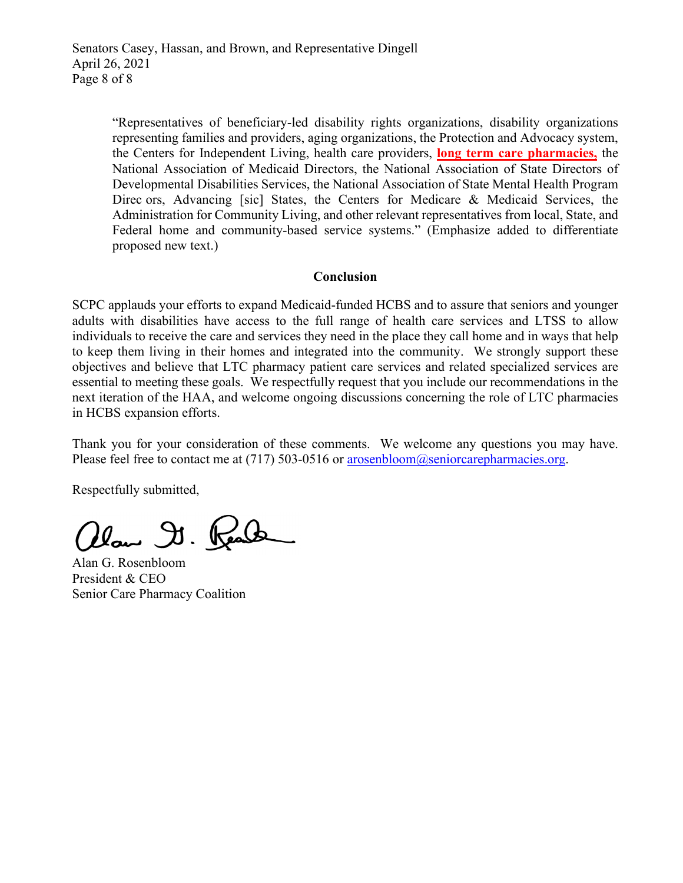> "Representatives of beneficiary-led disability rights organizations, disability organizations representing families and providers, aging organizations, the Protection and Advocacy system, the Centers for Independent Living, health care providers, **long term care pharmacies,** the National Association of Medicaid Directors, the National Association of State Directors of Developmental Disabilities Services, the National Association of State Mental Health Program Direc ors, Advancing [sic] States, the Centers for Medicare & Medicaid Services, the Administration for Community Living, and other relevant representatives from local, State, and Federal home and community-based service systems." (Emphasize added to differentiate proposed new text.)

**Conclusion**

SCPC applauds your efforts to expand Medicaid-funded HCBS and to assure that seniors and younger adults with disabilities have access to the full range of health care services and LTSS to allow individuals to receive the care and services they need in the place they call home and in ways that help to keep them living in their homes and integrated into the community. We strongly support these objectives and believe that LTC pharmacy patient care services and related specialized services are essential to meeting these goals. We respectfully request that you include our recommendations in the next iteration of the HAA, and welcome ongoing discussions concerning the role of LTC pharmacies in HCBS expansion efforts.

Thank you for your consideration of these comments. We welcome any questions you may have. Please feel free to contact me at (717) 503-0516 or arosenbloom@seniorcarepharmacies.org.

Respectfully submitted,

Alan G. Rosenbloom
President & CEO
Senior Care Pharmacy Coalition